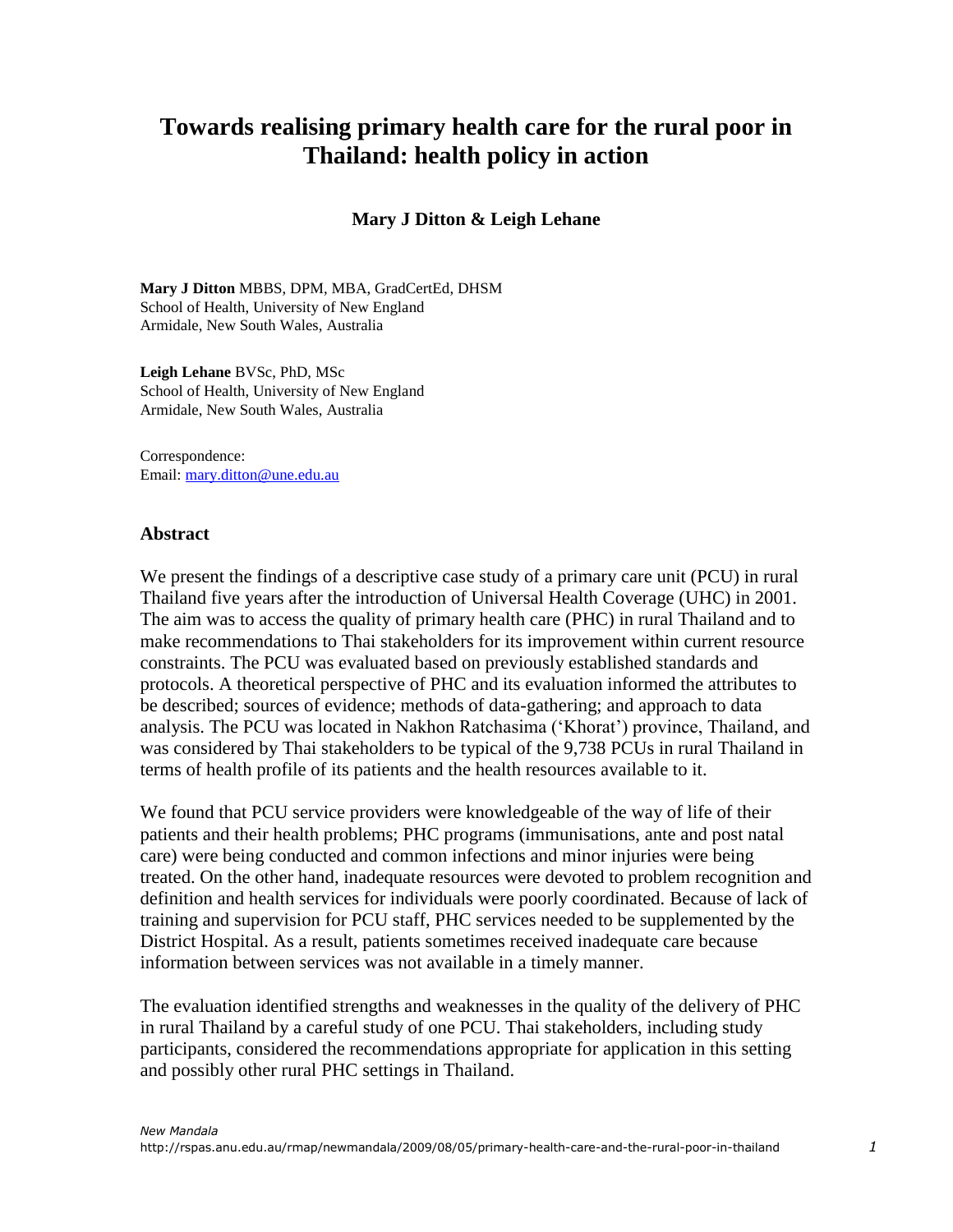# Towards realising primary health care for the rural poor in Thailand: health policy in action

**Mary J Ditton & Leigh Lehane**

**Mary J Ditton** MBBS, DPM, MBA, GradCertEd, DHSM
School of Health, University of New England
Armidale, New South Wales, Australia

**Leigh Lehane** BVSc, PhD, MSc
School of Health, University of New England
Armidale, New South Wales, Australia

Correspondence:
Email: [mary.ditton@une.edu.au](mailto:mary.ditton@une.edu.au)

## Abstract

We present the findings of a descriptive case study of a primary care unit (PCU) in rural Thailand five years after the introduction of Universal Health Coverage (UHC) in 2001. The aim was to access the quality of primary health care (PHC) in rural Thailand and to make recommendations to Thai stakeholders for its improvement within current resource constraints. The PCU was evaluated based on previously established standards and protocols. A theoretical perspective of PHC and its evaluation informed the attributes to be described; sources of evidence; methods of data-gathering; and approach to data analysis. The PCU was located in Nakhon Ratchasima ('Khorat') province, Thailand, and was considered by Thai stakeholders to be typical of the 9,738 PCUs in rural Thailand in terms of health profile of its patients and the health resources available to it.

We found that PCU service providers were knowledgeable of the way of life of their patients and their health problems; PHC programs (immunisations, ante and post natal care) were being conducted and common infections and minor injuries were being treated. On the other hand, inadequate resources were devoted to problem recognition and definition and health services for individuals were poorly coordinated. Because of lack of training and supervision for PCU staff, PHC services needed to be supplemented by the District Hospital. As a result, patients sometimes received inadequate care because information between services was not available in a timely manner.

The evaluation identified strengths and weaknesses in the quality of the delivery of PHC in rural Thailand by a careful study of one PCU. Thai stakeholders, including study participants, considered the recommendations appropriate for application in this setting and possibly other rural PHC settings in Thailand.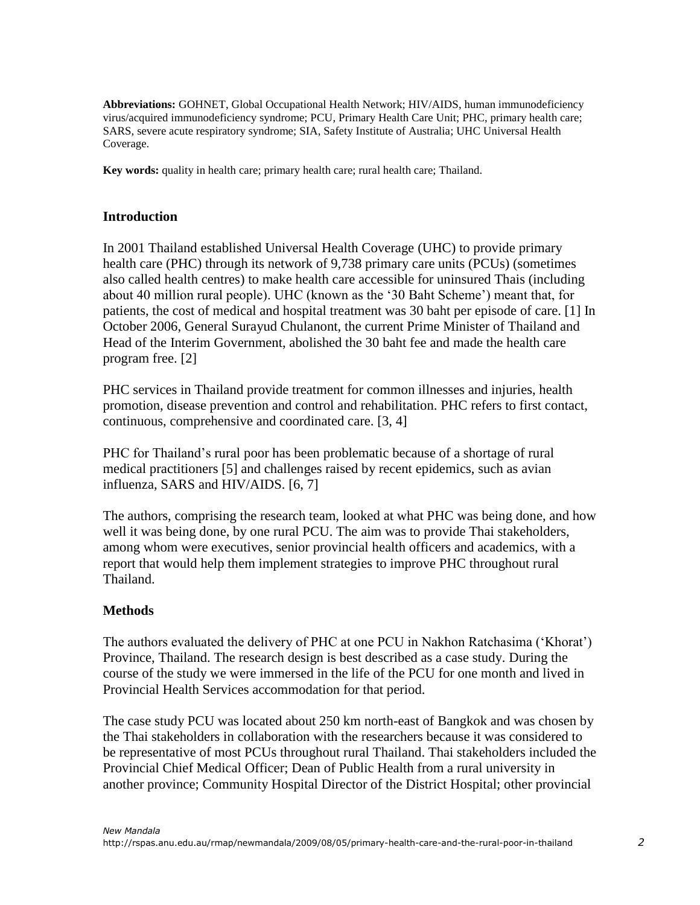**Abbreviations:** GOHNET, Global Occupational Health Network; HIV/AIDS, human immunodeficiency virus/acquired immunodeficiency syndrome; PCU, Primary Health Care Unit; PHC, primary health care; SARS, severe acute respiratory syndrome; SIA, Safety Institute of Australia; UHC Universal Health Coverage.

**Key words:** quality in health care; primary health care; rural health care; Thailand.

## Introduction

In 2001 Thailand established Universal Health Coverage (UHC) to provide primary health care (PHC) through its network of 9,738 primary care units (PCUs) (sometimes also called health centres) to make health care accessible for uninsured Thais (including about 40 million rural people). UHC (known as the '30 Baht Scheme') meant that, for patients, the cost of medical and hospital treatment was 30 baht per episode of care. [1] In October 2006, General Surayud Chulanont, the current Prime Minister of Thailand and Head of the Interim Government, abolished the 30 baht fee and made the health care program free. [2]

PHC services in Thailand provide treatment for common illnesses and injuries, health promotion, disease prevention and control and rehabilitation. PHC refers to first contact, continuous, comprehensive and coordinated care. [3, 4]

PHC for Thailand's rural poor has been problematic because of a shortage of rural medical practitioners [5] and challenges raised by recent epidemics, such as avian influenza, SARS and HIV/AIDS. [6, 7]

The authors, comprising the research team, looked at what PHC was being done, and how well it was being done, by one rural PCU. The aim was to provide Thai stakeholders, among whom were executives, senior provincial health officers and academics, with a report that would help them implement strategies to improve PHC throughout rural Thailand.

## Methods

The authors evaluated the delivery of PHC at one PCU in Nakhon Ratchasima ('Khorat') Province, Thailand. The research design is best described as a case study. During the course of the study we were immersed in the life of the PCU for one month and lived in Provincial Health Services accommodation for that period.

The case study PCU was located about 250 km north-east of Bangkok and was chosen by the Thai stakeholders in collaboration with the researchers because it was considered to be representative of most PCUs throughout rural Thailand. Thai stakeholders included the Provincial Chief Medical Officer; Dean of Public Health from a rural university in another province; Community Hospital Director of the District Hospital; other provincial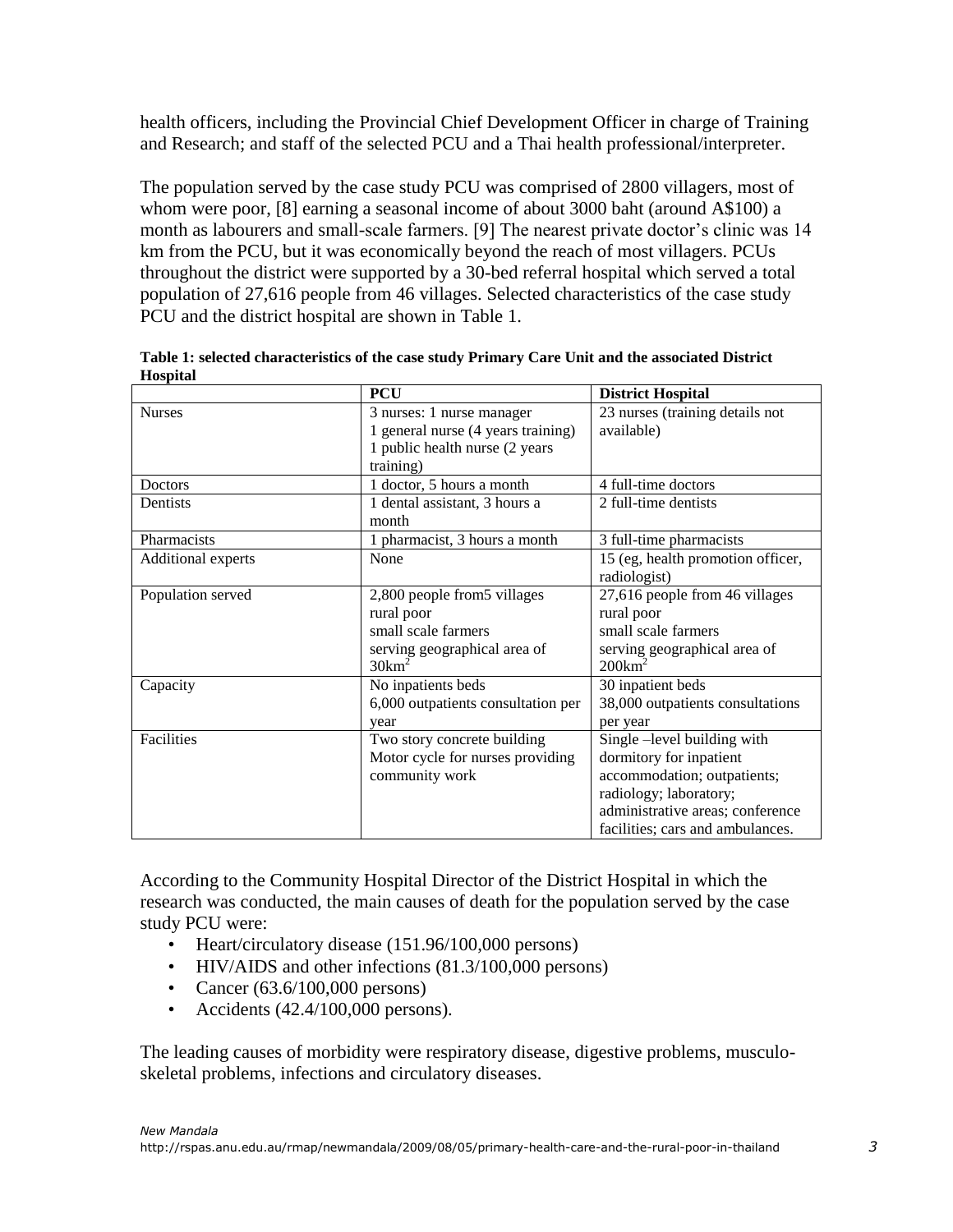health officers, including the Provincial Chief Development Officer in charge of Training and Research; and staff of the selected PCU and a Thai health professional/interpreter.

The population served by the case study PCU was comprised of 2800 villagers, most of whom were poor, [8] earning a seasonal income of about 3000 baht (around A$100) a month as labourers and small-scale farmers. [9] The nearest private doctor's clinic was 14 km from the PCU, but it was economically beyond the reach of most villagers. PCUs throughout the district were supported by a 30-bed referral hospital which served a total population of 27,616 people from 46 villages. Selected characteristics of the case study PCU and the district hospital are shown in Table 1.

**Table 1: selected characteristics of the case study Primary Care Unit and the associated District Hospital**

| | **PCU** | **District Hospital** |
|---|---|---|
| Nurses | 3 nurses: 1 nurse manager<br>1 general nurse (4 years training)<br>1 public health nurse (2 years training) | 23 nurses (training details not available) |
| Doctors | 1 doctor, 5 hours a month | 4 full-time doctors |
| Dentists | 1 dental assistant, 3 hours a month | 2 full-time dentists |
| Pharmacists | 1 pharmacist, 3 hours a month | 3 full-time pharmacists |
| Additional experts | None | 15 (eg, health promotion officer, radiologist) |
| Population served | 2,800 people from5 villages<br>rural poor<br>small scale farmers<br>serving geographical area of $30km^2$ | 27,616 people from 46 villages<br>rural poor<br>small scale farmers<br>serving geographical area of $200km^2$ |
| Capacity | No inpatients beds<br>6,000 outpatients consultation per year | 30 inpatient beds<br>38,000 outpatients consultations per year |
| Facilities | Two story concrete building<br>Motor cycle for nurses providing community work | Single –level building with dormitory for inpatient accommodation; outpatients; radiology; laboratory; administrative areas; conference facilities; cars and ambulances. |

According to the Community Hospital Director of the District Hospital in which the research was conducted, the main causes of death for the population served by the case study PCU were:

- Heart/circulatory disease (151.96/100,000 persons)
- HIV/AIDS and other infections (81.3/100,000 persons)
- Cancer (63.6/100,000 persons)
- Accidents (42.4/100,000 persons).

The leading causes of morbidity were respiratory disease, digestive problems, musculo-skeletal problems, infections and circulatory diseases.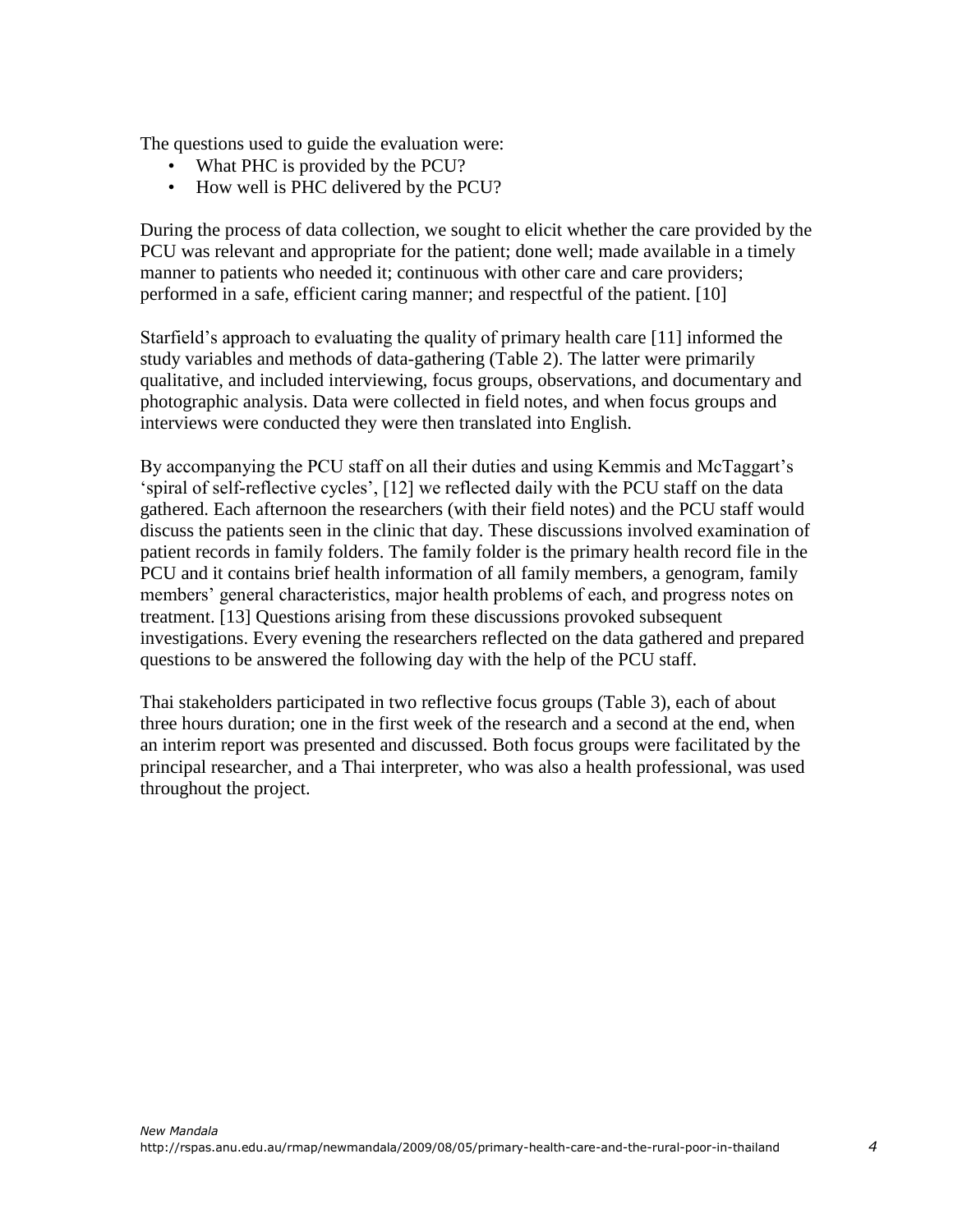The questions used to guide the evaluation were:

- What PHC is provided by the PCU?
- How well is PHC delivered by the PCU?

During the process of data collection, we sought to elicit whether the care provided by the PCU was relevant and appropriate for the patient; done well; made available in a timely manner to patients who needed it; continuous with other care and care providers; performed in a safe, efficient caring manner; and respectful of the patient. [10]

Starfield's approach to evaluating the quality of primary health care [11] informed the study variables and methods of data-gathering (Table 2). The latter were primarily qualitative, and included interviewing, focus groups, observations, and documentary and photographic analysis. Data were collected in field notes, and when focus groups and interviews were conducted they were then translated into English.

By accompanying the PCU staff on all their duties and using Kemmis and McTaggart's 'spiral of self-reflective cycles', [12] we reflected daily with the PCU staff on the data gathered. Each afternoon the researchers (with their field notes) and the PCU staff would discuss the patients seen in the clinic that day. These discussions involved examination of patient records in family folders. The family folder is the primary health record file in the PCU and it contains brief health information of all family members, a genogram, family members' general characteristics, major health problems of each, and progress notes on treatment. [13] Questions arising from these discussions provoked subsequent investigations. Every evening the researchers reflected on the data gathered and prepared questions to be answered the following day with the help of the PCU staff.

Thai stakeholders participated in two reflective focus groups (Table 3), each of about three hours duration; one in the first week of the research and a second at the end, when an interim report was presented and discussed. Both focus groups were facilitated by the principal researcher, and a Thai interpreter, who was also a health professional, was used throughout the project.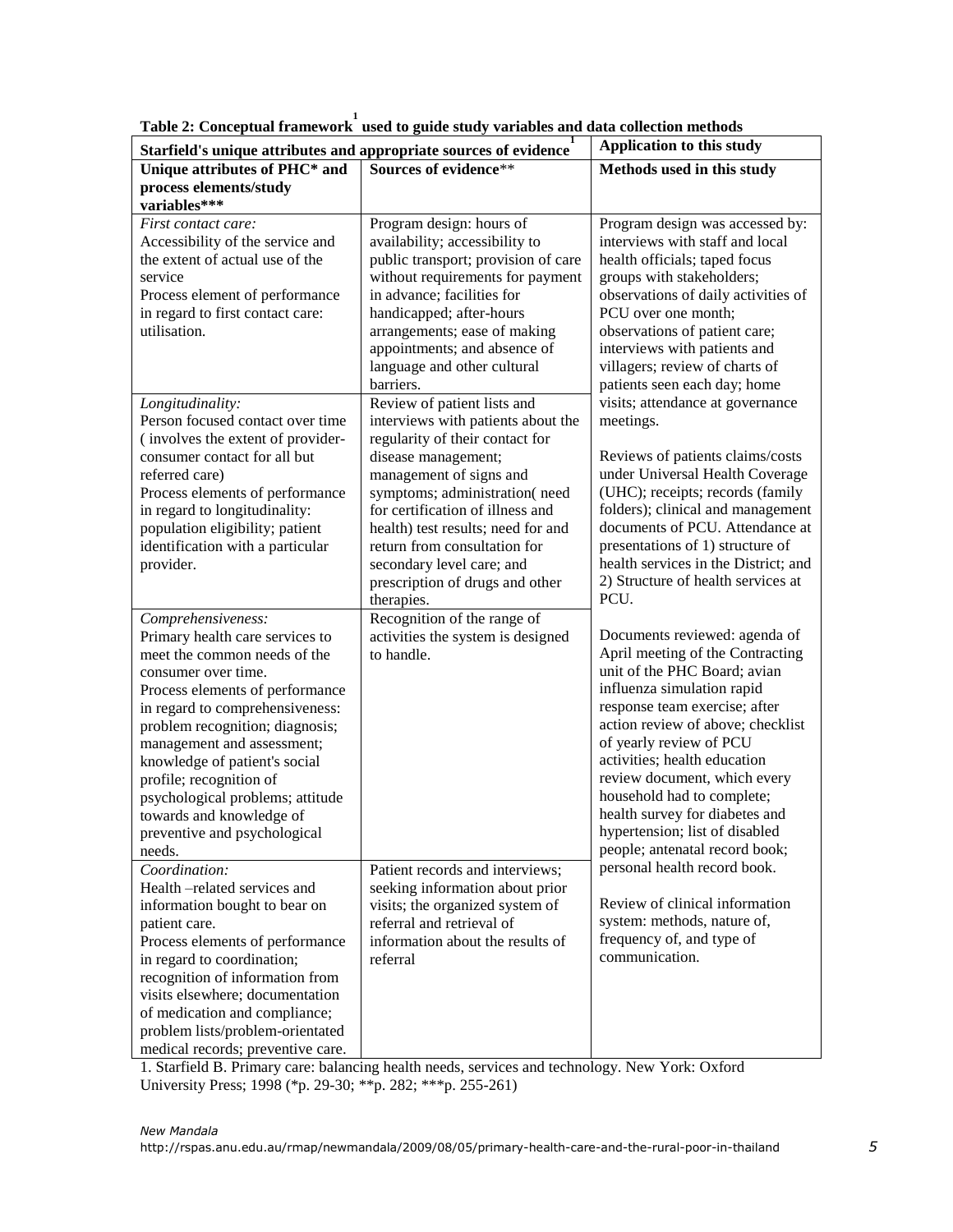**Table 2: Conceptual framework[1] used to guide study variables and data collection methods**

| Starfield's unique attributes and appropriate sources of evidence[1] | | Application to this study |
|---|---|---|
| **Unique attributes of PHC* and process elements/study variables*** ** | **Sources of evidence**** | **Methods used in this study** |
| *First contact care:* Accessibility of the service and the extent of actual use of the service Process element of performance in regard to first contact care: utilisation. | Program design: hours of availability; accessibility to public transport; provision of care without requirements for payment in advance; facilities for handicapped; after-hours arrangements; ease of making appointments; and absence of language and other cultural barriers. | Program design was accessed by: interviews with staff and local health officials; taped focus groups with stakeholders; observations of daily activities of PCU over one month; observations of patient care; interviews with patients and villagers; review of charts of patients seen each day; home visits; attendance at governance meetings. Reviews of patients claims/costs under Universal Health Coverage (UHC); receipts; records (family folders); clinical and management documents of PCU. Attendance at presentations of 1) structure of health services in the District; and 2) Structure of health services at PCU. Documents reviewed: agenda of April meeting of the Contracting unit of the PHC Board; avian influenza simulation rapid response team exercise; after action review of above; checklist of yearly review of PCU activities; health education review document, which every household had to complete; health survey for diabetes and hypertension; list of disabled people; antenatal record book; personal health record book. Review of clinical information system: methods, nature of, frequency of, and type of communication. |
| *Longitudinality:* Person focused contact over time ( involves the extent of provider-consumer contact for all but referred care) Process elements of performance in regard to longitudinality: population eligibility; patient identification with a particular provider. | Review of patient lists and interviews with patients about the regularity of their contact for disease management; management of signs and symptoms; administration( need for certification of illness and health) test results; need for and return from consultation for secondary level care; and prescription of drugs and other therapies. | |
| *Comprehensiveness:* Primary health care services to meet the common needs of the consumer over time. Process elements of performance in regard to comprehensiveness: problem recognition; diagnosis; management and assessment; knowledge of patient's social profile; recognition of psychological problems; attitude towards and knowledge of preventive and psychological needs. | Recognition of the range of activities the system is designed to handle. | |
| *Coordination:* Health –related services and information bought to bear on patient care. Process elements of performance in regard to coordination; recognition of information from visits elsewhere; documentation of medication and compliance; problem lists/problem-orientated medical records; preventive care. | Patient records and interviews; seeking information about prior visits; the organized system of referral and retrieval of information about the results of referral | |

1. Starfield B. Primary care: balancing health needs, services and technology. New York: Oxford University Press; 1998 (*p. 29-30; **p. 282; ***p. 255-261)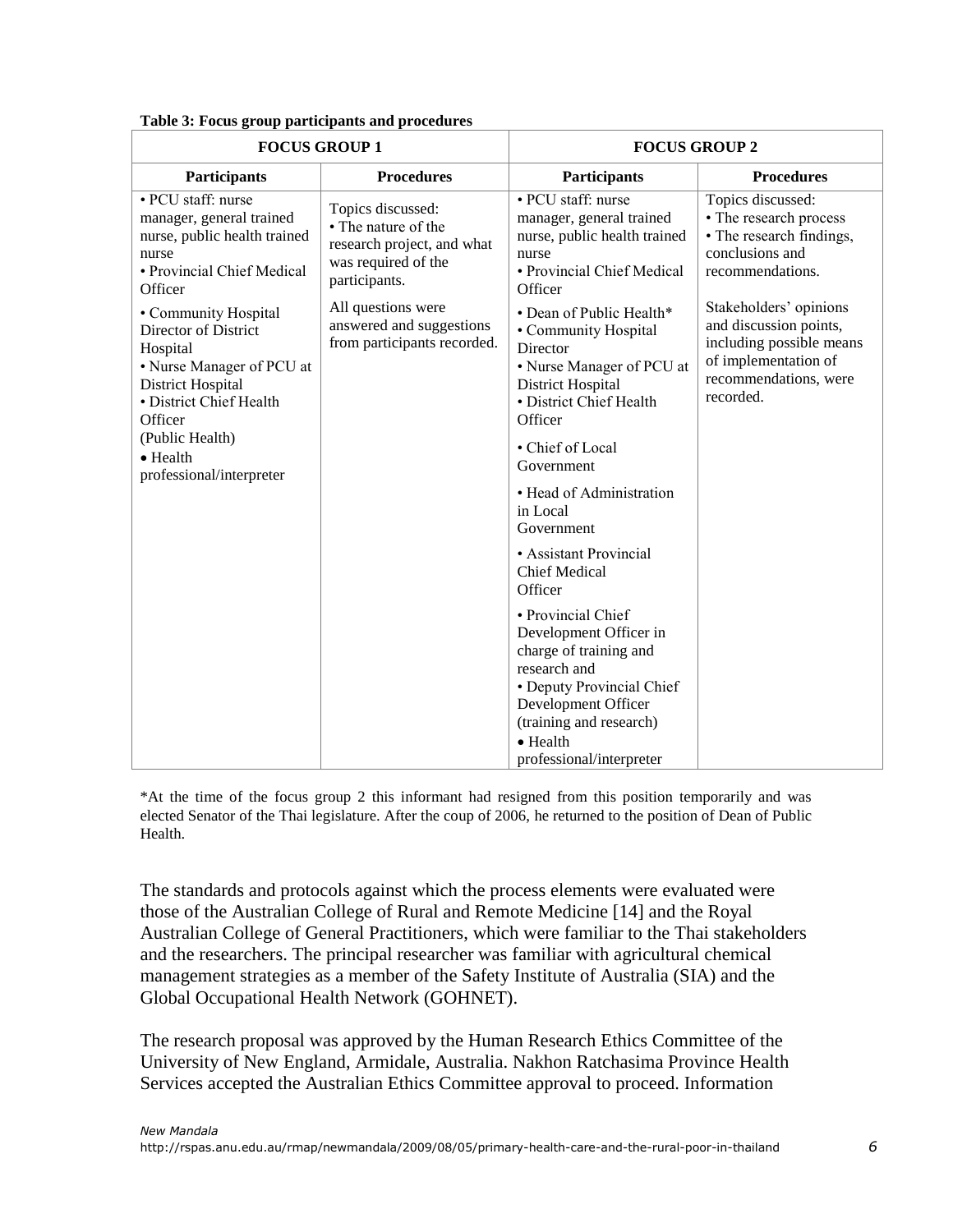**Table 3: Focus group participants and procedures**

| FOCUS GROUP 1 | | FOCUS GROUP 2 | |
|---|---|---|---|
| **Participants** | **Procedures** | **Participants** | **Procedures** |
| • PCU staff: nurse manager, general trained nurse, public health trained nurse<br>• Provincial Chief Medical Officer<br>• Community Hospital Director of District Hospital<br>• Nurse Manager of PCU at District Hospital<br>• District Chief Health Officer (Public Health)<br>• Health professional/interpreter | Topics discussed:<br>• The nature of the research project, and what was required of the participants.<br>All questions were answered and suggestions from participants recorded. | • PCU staff: nurse manager, general trained nurse, public health trained nurse<br>• Provincial Chief Medical Officer<br>• Dean of Public Health*<br>• Community Hospital Director<br>• Nurse Manager of PCU at District Hospital<br>• District Chief Health Officer<br>• Chief of Local Government<br>• Head of Administration in Local Government<br>• Assistant Provincial Chief Medical Officer<br>• Provincial Chief Development Officer in charge of training and research and<br>• Deputy Provincial Chief Development Officer (training and research)<br>• Health professional/interpreter | Topics discussed:<br>• The research process<br>• The research findings, conclusions and recommendations.<br>Stakeholders' opinions and discussion points, including possible means of implementation of recommendations, were recorded. |

*At the time of the focus group 2 this informant had resigned from this position temporarily and was elected Senator of the Thai legislature. After the coup of 2006, he returned to the position of Dean of Public Health.

The standards and protocols against which the process elements were evaluated were those of the Australian College of Rural and Remote Medicine [14] and the Royal Australian College of General Practitioners, which were familiar to the Thai stakeholders and the researchers. The principal researcher was familiar with agricultural chemical management strategies as a member of the Safety Institute of Australia (SIA) and the Global Occupational Health Network (GOHNET).

The research proposal was approved by the Human Research Ethics Committee of the University of New England, Armidale, Australia. Nakhon Ratchasima Province Health Services accepted the Australian Ethics Committee approval to proceed. Information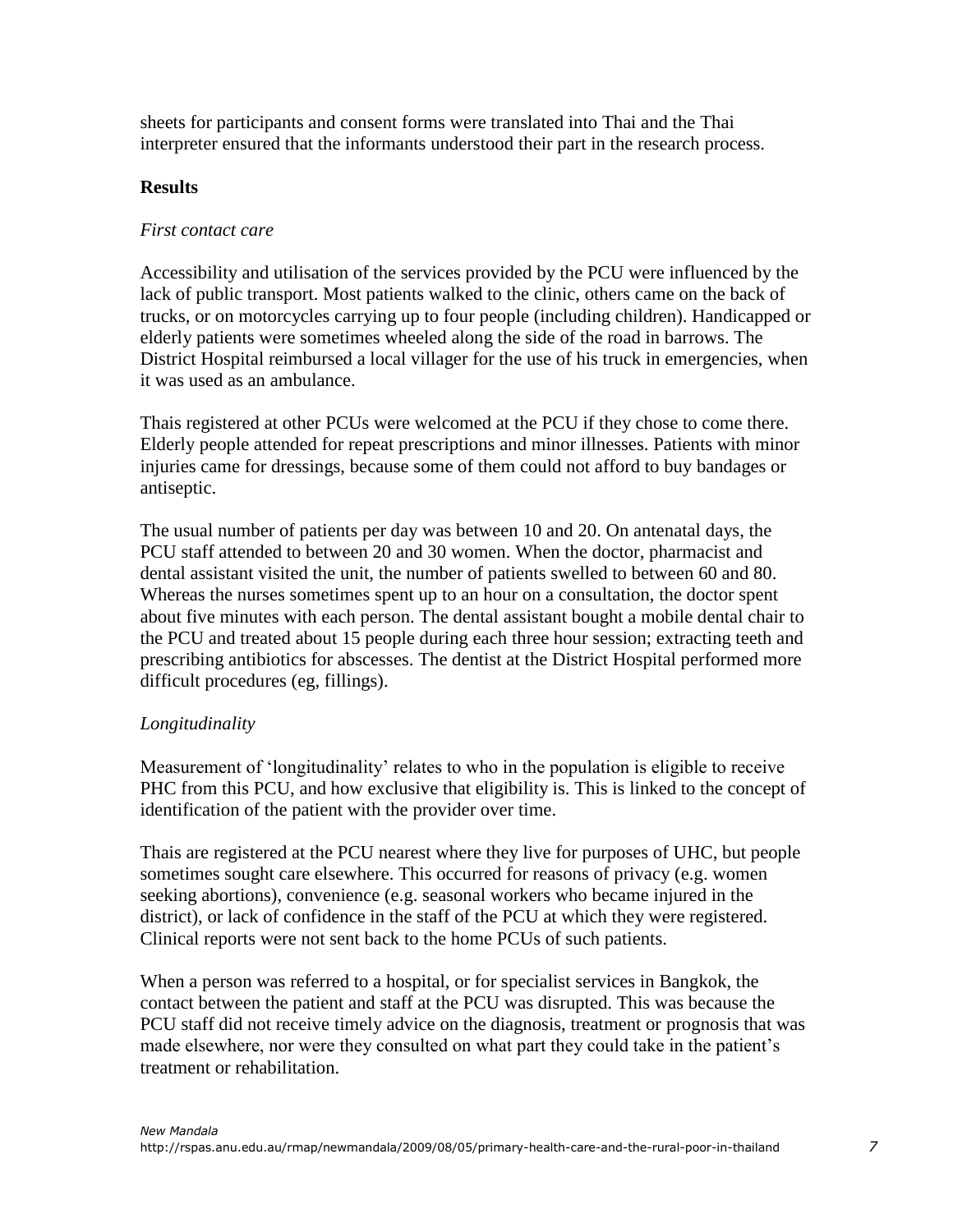sheets for participants and consent forms were translated into Thai and the Thai interpreter ensured that the informants understood their part in the research process.

## Results

*First contact care*

Accessibility and utilisation of the services provided by the PCU were influenced by the lack of public transport. Most patients walked to the clinic, others came on the back of trucks, or on motorcycles carrying up to four people (including children). Handicapped or elderly patients were sometimes wheeled along the side of the road in barrows. The District Hospital reimbursed a local villager for the use of his truck in emergencies, when it was used as an ambulance.

Thais registered at other PCUs were welcomed at the PCU if they chose to come there. Elderly people attended for repeat prescriptions and minor illnesses. Patients with minor injuries came for dressings, because some of them could not afford to buy bandages or antiseptic.

The usual number of patients per day was between 10 and 20. On antenatal days, the PCU staff attended to between 20 and 30 women. When the doctor, pharmacist and dental assistant visited the unit, the number of patients swelled to between 60 and 80. Whereas the nurses sometimes spent up to an hour on a consultation, the doctor spent about five minutes with each person. The dental assistant bought a mobile dental chair to the PCU and treated about 15 people during each three hour session; extracting teeth and prescribing antibiotics for abscesses. The dentist at the District Hospital performed more difficult procedures (eg, fillings).

*Longitudinality*

Measurement of 'longitudinality' relates to who in the population is eligible to receive PHC from this PCU, and how exclusive that eligibility is. This is linked to the concept of identification of the patient with the provider over time.

Thais are registered at the PCU nearest where they live for purposes of UHC, but people sometimes sought care elsewhere. This occurred for reasons of privacy (e.g. women seeking abortions), convenience (e.g. seasonal workers who became injured in the district), or lack of confidence in the staff of the PCU at which they were registered. Clinical reports were not sent back to the home PCUs of such patients.

When a person was referred to a hospital, or for specialist services in Bangkok, the contact between the patient and staff at the PCU was disrupted. This was because the PCU staff did not receive timely advice on the diagnosis, treatment or prognosis that was made elsewhere, nor were they consulted on what part they could take in the patient's treatment or rehabilitation.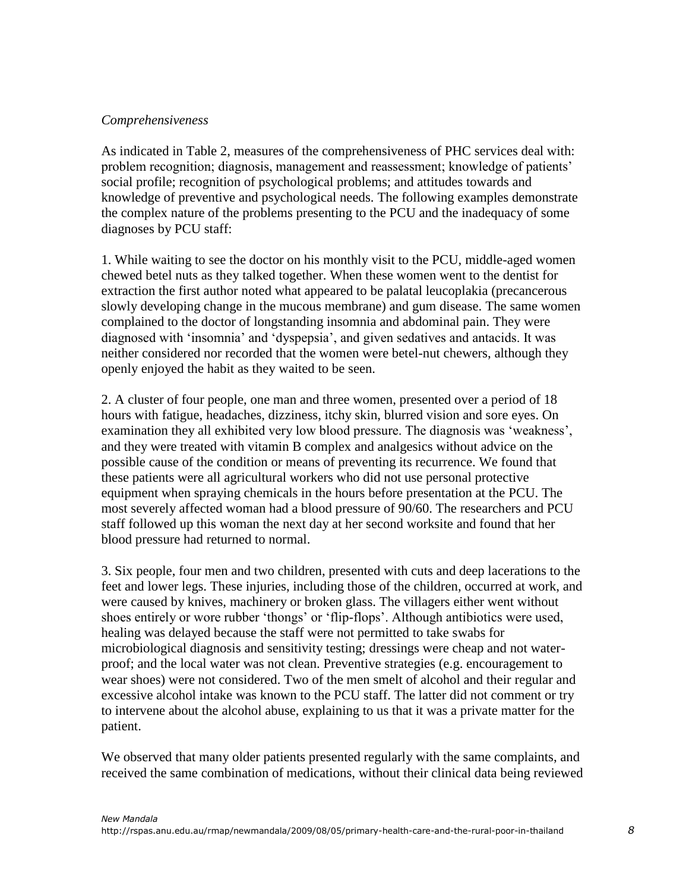*Comprehensiveness*

As indicated in Table 2, measures of the comprehensiveness of PHC services deal with: problem recognition; diagnosis, management and reassessment; knowledge of patients' social profile; recognition of psychological problems; and attitudes towards and knowledge of preventive and psychological needs. The following examples demonstrate the complex nature of the problems presenting to the PCU and the inadequacy of some diagnoses by PCU staff:

1. While waiting to see the doctor on his monthly visit to the PCU, middle-aged women chewed betel nuts as they talked together. When these women went to the dentist for extraction the first author noted what appeared to be palatal leucoplakia (precancerous slowly developing change in the mucous membrane) and gum disease. The same women complained to the doctor of longstanding insomnia and abdominal pain. They were diagnosed with 'insomnia' and 'dyspepsia', and given sedatives and antacids. It was neither considered nor recorded that the women were betel-nut chewers, although they openly enjoyed the habit as they waited to be seen.

2. A cluster of four people, one man and three women, presented over a period of 18 hours with fatigue, headaches, dizziness, itchy skin, blurred vision and sore eyes. On examination they all exhibited very low blood pressure. The diagnosis was 'weakness', and they were treated with vitamin B complex and analgesics without advice on the possible cause of the condition or means of preventing its recurrence. We found that these patients were all agricultural workers who did not use personal protective equipment when spraying chemicals in the hours before presentation at the PCU. The most severely affected woman had a blood pressure of 90/60. The researchers and PCU staff followed up this woman the next day at her second worksite and found that her blood pressure had returned to normal.

3. Six people, four men and two children, presented with cuts and deep lacerations to the feet and lower legs. These injuries, including those of the children, occurred at work, and were caused by knives, machinery or broken glass. The villagers either went without shoes entirely or wore rubber 'thongs' or 'flip-flops'. Although antibiotics were used, healing was delayed because the staff were not permitted to take swabs for microbiological diagnosis and sensitivity testing; dressings were cheap and not water-proof; and the local water was not clean. Preventive strategies (e.g. encouragement to wear shoes) were not considered. Two of the men smelt of alcohol and their regular and excessive alcohol intake was known to the PCU staff. The latter did not comment or try to intervene about the alcohol abuse, explaining to us that it was a private matter for the patient.

We observed that many older patients presented regularly with the same complaints, and received the same combination of medications, without their clinical data being reviewed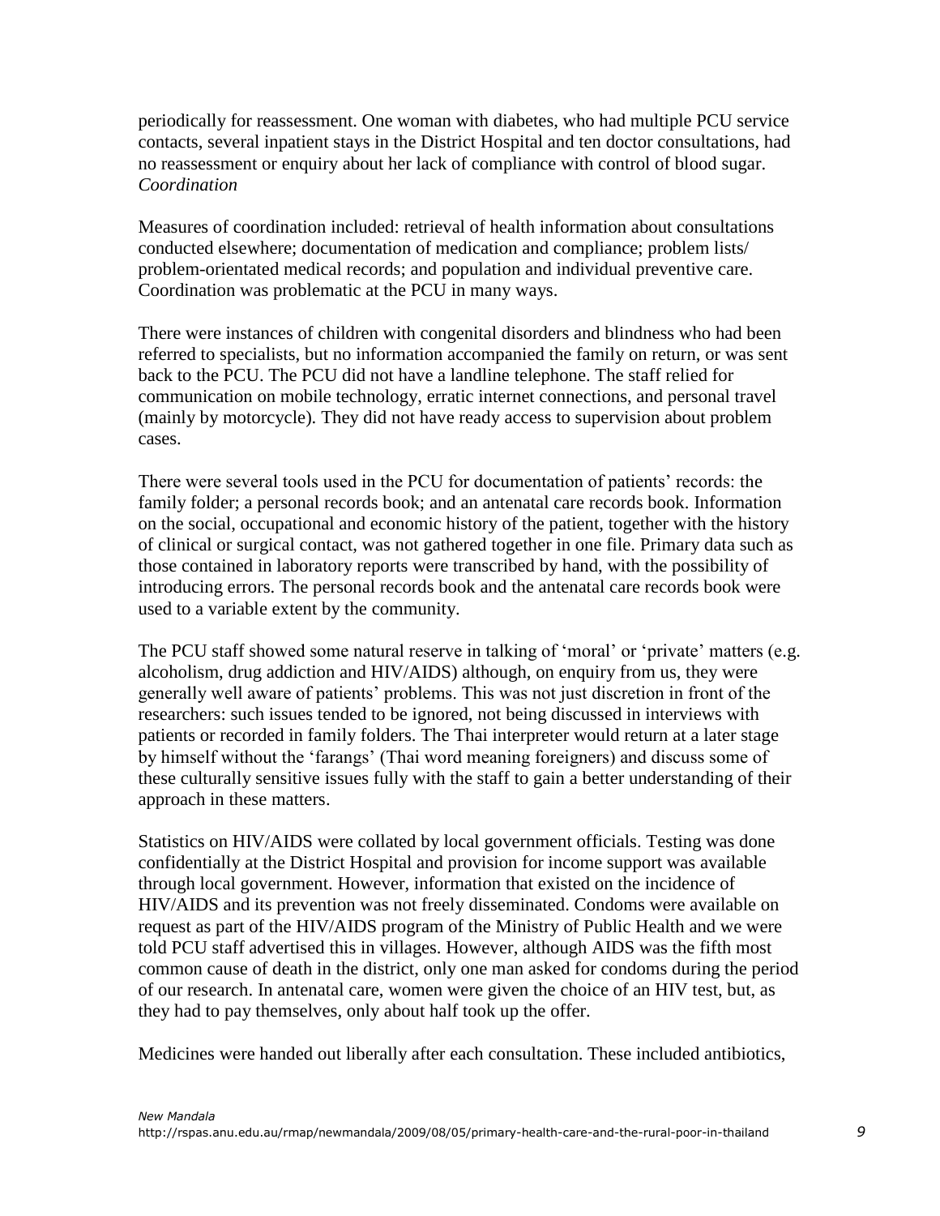periodically for reassessment. One woman with diabetes, who had multiple PCU service contacts, several inpatient stays in the District Hospital and ten doctor consultations, had no reassessment or enquiry about her lack of compliance with control of blood sugar.

*Coordination*

Measures of coordination included: retrieval of health information about consultations conducted elsewhere; documentation of medication and compliance; problem lists/ problem-orientated medical records; and population and individual preventive care. Coordination was problematic at the PCU in many ways.

There were instances of children with congenital disorders and blindness who had been referred to specialists, but no information accompanied the family on return, or was sent back to the PCU. The PCU did not have a landline telephone. The staff relied for communication on mobile technology, erratic internet connections, and personal travel (mainly by motorcycle). They did not have ready access to supervision about problem cases.

There were several tools used in the PCU for documentation of patients' records: the family folder; a personal records book; and an antenatal care records book. Information on the social, occupational and economic history of the patient, together with the history of clinical or surgical contact, was not gathered together in one file. Primary data such as those contained in laboratory reports were transcribed by hand, with the possibility of introducing errors. The personal records book and the antenatal care records book were used to a variable extent by the community.

The PCU staff showed some natural reserve in talking of 'moral' or 'private' matters (e.g. alcoholism, drug addiction and HIV/AIDS) although, on enquiry from us, they were generally well aware of patients' problems. This was not just discretion in front of the researchers: such issues tended to be ignored, not being discussed in interviews with patients or recorded in family folders. The Thai interpreter would return at a later stage by himself without the 'farangs' (Thai word meaning foreigners) and discuss some of these culturally sensitive issues fully with the staff to gain a better understanding of their approach in these matters.

Statistics on HIV/AIDS were collated by local government officials. Testing was done confidentially at the District Hospital and provision for income support was available through local government. However, information that existed on the incidence of HIV/AIDS and its prevention was not freely disseminated. Condoms were available on request as part of the HIV/AIDS program of the Ministry of Public Health and we were told PCU staff advertised this in villages. However, although AIDS was the fifth most common cause of death in the district, only one man asked for condoms during the period of our research. In antenatal care, women were given the choice of an HIV test, but, as they had to pay themselves, only about half took up the offer.

Medicines were handed out liberally after each consultation. These included antibiotics,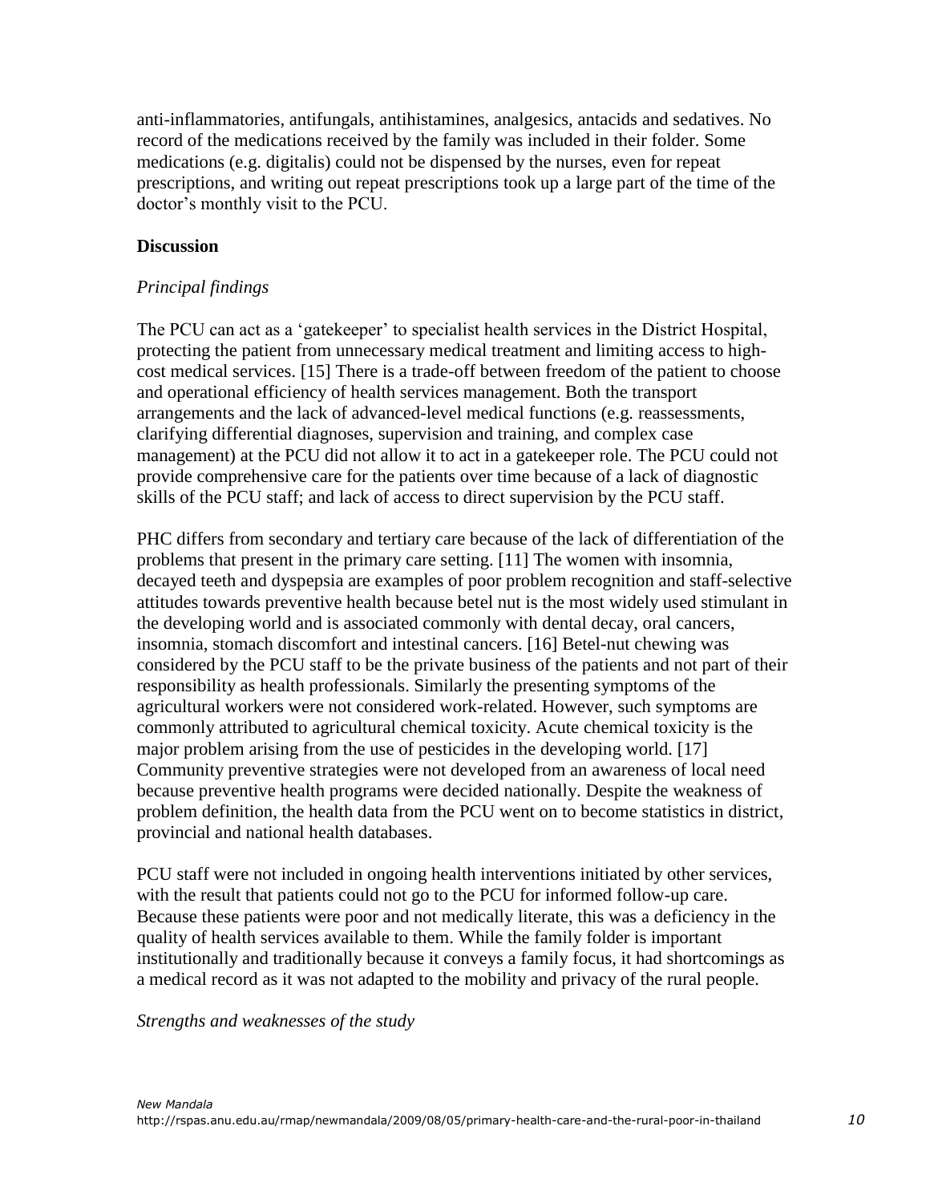anti-inflammatories, antifungals, antihistamines, analgesics, antacids and sedatives. No record of the medications received by the family was included in their folder. Some medications (e.g. digitalis) could not be dispensed by the nurses, even for repeat prescriptions, and writing out repeat prescriptions took up a large part of the time of the doctor's monthly visit to the PCU.

## Discussion

### *Principal findings*

The PCU can act as a 'gatekeeper' to specialist health services in the District Hospital, protecting the patient from unnecessary medical treatment and limiting access to high-cost medical services. [15] There is a trade-off between freedom of the patient to choose and operational efficiency of health services management. Both the transport arrangements and the lack of advanced-level medical functions (e.g. reassessments, clarifying differential diagnoses, supervision and training, and complex case management) at the PCU did not allow it to act in a gatekeeper role. The PCU could not provide comprehensive care for the patients over time because of a lack of diagnostic skills of the PCU staff; and lack of access to direct supervision by the PCU staff.

PHC differs from secondary and tertiary care because of the lack of differentiation of the problems that present in the primary care setting. [11] The women with insomnia, decayed teeth and dyspepsia are examples of poor problem recognition and staff-selective attitudes towards preventive health because betel nut is the most widely used stimulant in the developing world and is associated commonly with dental decay, oral cancers, insomnia, stomach discomfort and intestinal cancers. [16] Betel-nut chewing was considered by the PCU staff to be the private business of the patients and not part of their responsibility as health professionals. Similarly the presenting symptoms of the agricultural workers were not considered work-related. However, such symptoms are commonly attributed to agricultural chemical toxicity. Acute chemical toxicity is the major problem arising from the use of pesticides in the developing world. [17] Community preventive strategies were not developed from an awareness of local need because preventive health programs were decided nationally. Despite the weakness of problem definition, the health data from the PCU went on to become statistics in district, provincial and national health databases.

PCU staff were not included in ongoing health interventions initiated by other services, with the result that patients could not go to the PCU for informed follow-up care. Because these patients were poor and not medically literate, this was a deficiency in the quality of health services available to them. While the family folder is important institutionally and traditionally because it conveys a family focus, it had shortcomings as a medical record as it was not adapted to the mobility and privacy of the rural people.

### *Strengths and weaknesses of the study*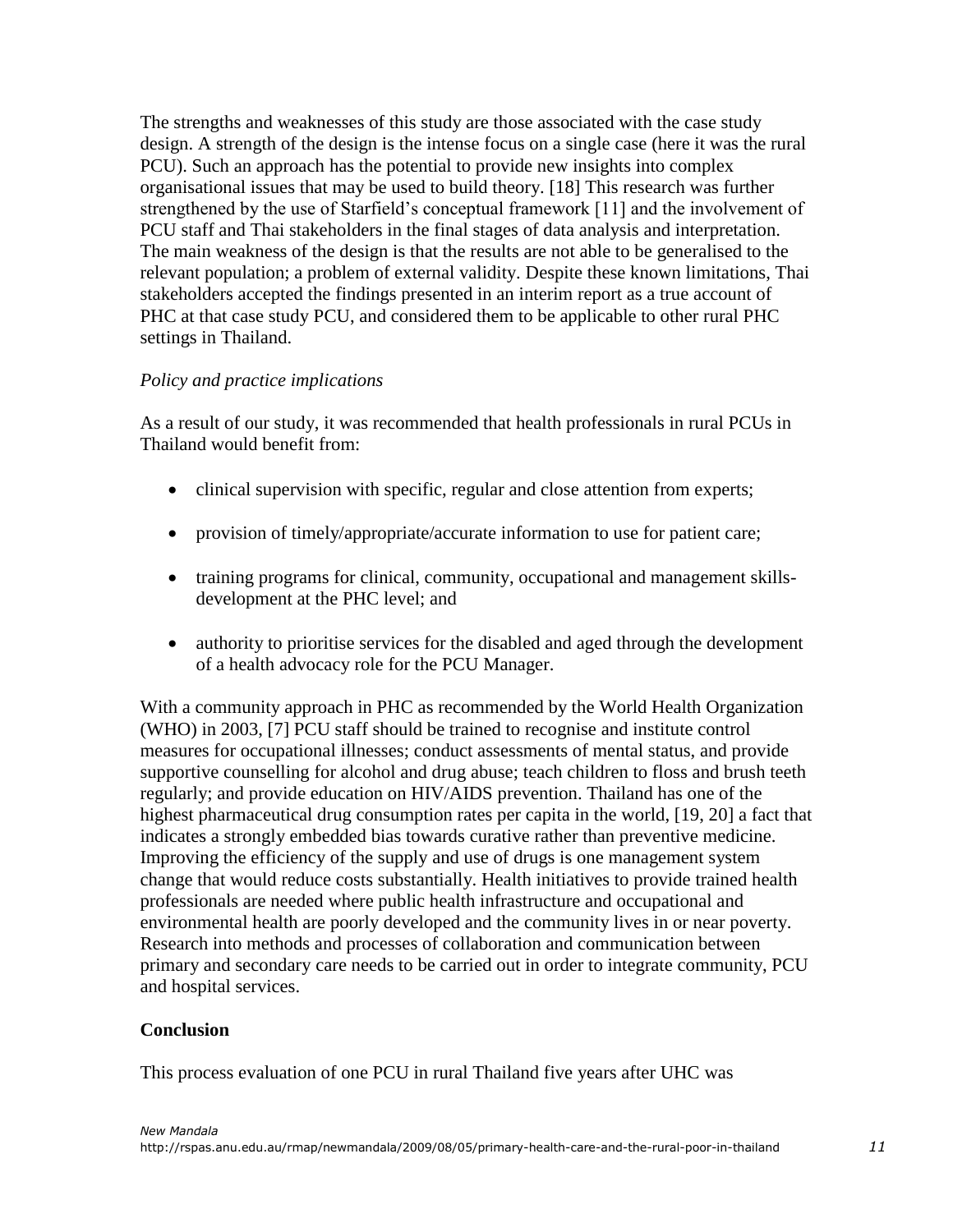The strengths and weaknesses of this study are those associated with the case study design. A strength of the design is the intense focus on a single case (here it was the rural PCU). Such an approach has the potential to provide new insights into complex organisational issues that may be used to build theory. [18] This research was further strengthened by the use of Starfield's conceptual framework [11] and the involvement of PCU staff and Thai stakeholders in the final stages of data analysis and interpretation. The main weakness of the design is that the results are not able to be generalised to the relevant population; a problem of external validity. Despite these known limitations, Thai stakeholders accepted the findings presented in an interim report as a true account of PHC at that case study PCU, and considered them to be applicable to other rural PHC settings in Thailand.

*Policy and practice implications*

As a result of our study, it was recommended that health professionals in rural PCUs in Thailand would benefit from:

- clinical supervision with specific, regular and close attention from experts;
- provision of timely/appropriate/accurate information to use for patient care;
- training programs for clinical, community, occupational and management skills-development at the PHC level; and
- authority to prioritise services for the disabled and aged through the development of a health advocacy role for the PCU Manager.

With a community approach in PHC as recommended by the World Health Organization (WHO) in 2003, [7] PCU staff should be trained to recognise and institute control measures for occupational illnesses; conduct assessments of mental status, and provide supportive counselling for alcohol and drug abuse; teach children to floss and brush teeth regularly; and provide education on HIV/AIDS prevention. Thailand has one of the highest pharmaceutical drug consumption rates per capita in the world, [19, 20] a fact that indicates a strongly embedded bias towards curative rather than preventive medicine. Improving the efficiency of the supply and use of drugs is one management system change that would reduce costs substantially. Health initiatives to provide trained health professionals are needed where public health infrastructure and occupational and environmental health are poorly developed and the community lives in or near poverty. Research into methods and processes of collaboration and communication between primary and secondary care needs to be carried out in order to integrate community, PCU and hospital services.

**Conclusion**

This process evaluation of one PCU in rural Thailand five years after UHC was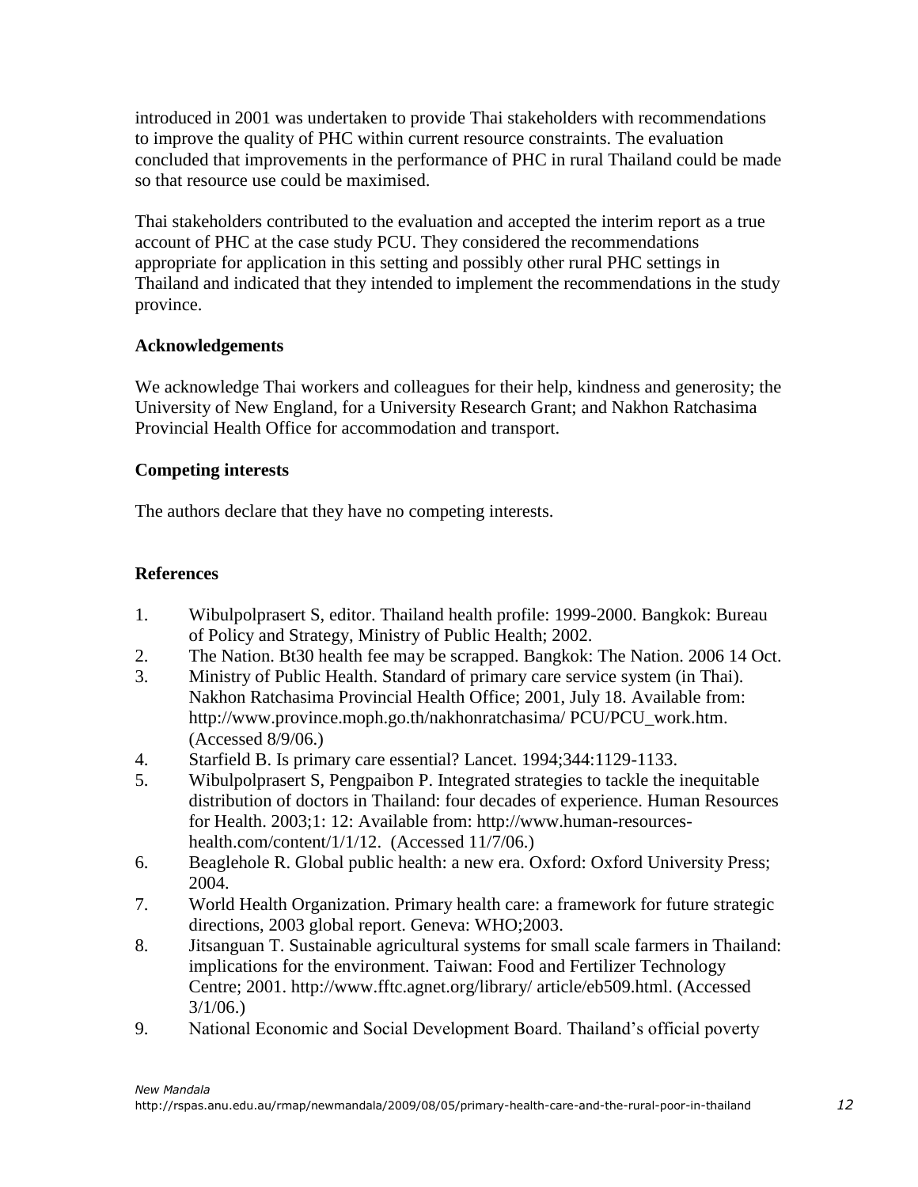introduced in 2001 was undertaken to provide Thai stakeholders with recommendations to improve the quality of PHC within current resource constraints. The evaluation concluded that improvements in the performance of PHC in rural Thailand could be made so that resource use could be maximised.

Thai stakeholders contributed to the evaluation and accepted the interim report as a true account of PHC at the case study PCU. They considered the recommendations appropriate for application in this setting and possibly other rural PHC settings in Thailand and indicated that they intended to implement the recommendations in the study province.

### Acknowledgements

We acknowledge Thai workers and colleagues for their help, kindness and generosity; the University of New England, for a University Research Grant; and Nakhon Ratchasima Provincial Health Office for accommodation and transport.

### Competing interests

The authors declare that they have no competing interests.

### References

1. Wibulpolprasert S, editor. Thailand health profile: 1999-2000. Bangkok: Bureau of Policy and Strategy, Ministry of Public Health; 2002.
2. The Nation. Bt30 health fee may be scrapped. Bangkok: The Nation. 2006 14 Oct.
3. Ministry of Public Health. Standard of primary care service system (in Thai). Nakhon Ratchasima Provincial Health Office; 2001, July 18. Available from: http://www.province.moph.go.th/nakhonratchasima/ PCU/PCU_work.htm. (Accessed 8/9/06.)
4. Starfield B. Is primary care essential? Lancet. 1994;344:1129-1133.
5. Wibulpolprasert S, Pengpaibon P. Integrated strategies to tackle the inequitable distribution of doctors in Thailand: four decades of experience. Human Resources for Health. 2003;1: 12: Available from: http://www.human-resources-health.com/content/1/1/12. (Accessed 11/7/06.)
6. Beaglehole R. Global public health: a new era. Oxford: Oxford University Press; 2004.
7. World Health Organization. Primary health care: a framework for future strategic directions, 2003 global report. Geneva: WHO;2003.
8. Jitsanguan T. Sustainable agricultural systems for small scale farmers in Thailand: implications for the environment. Taiwan: Food and Fertilizer Technology Centre; 2001. http://www.fftc.agnet.org/library/ article/eb509.html. (Accessed 3/1/06.)
9. National Economic and Social Development Board. Thailand's official poverty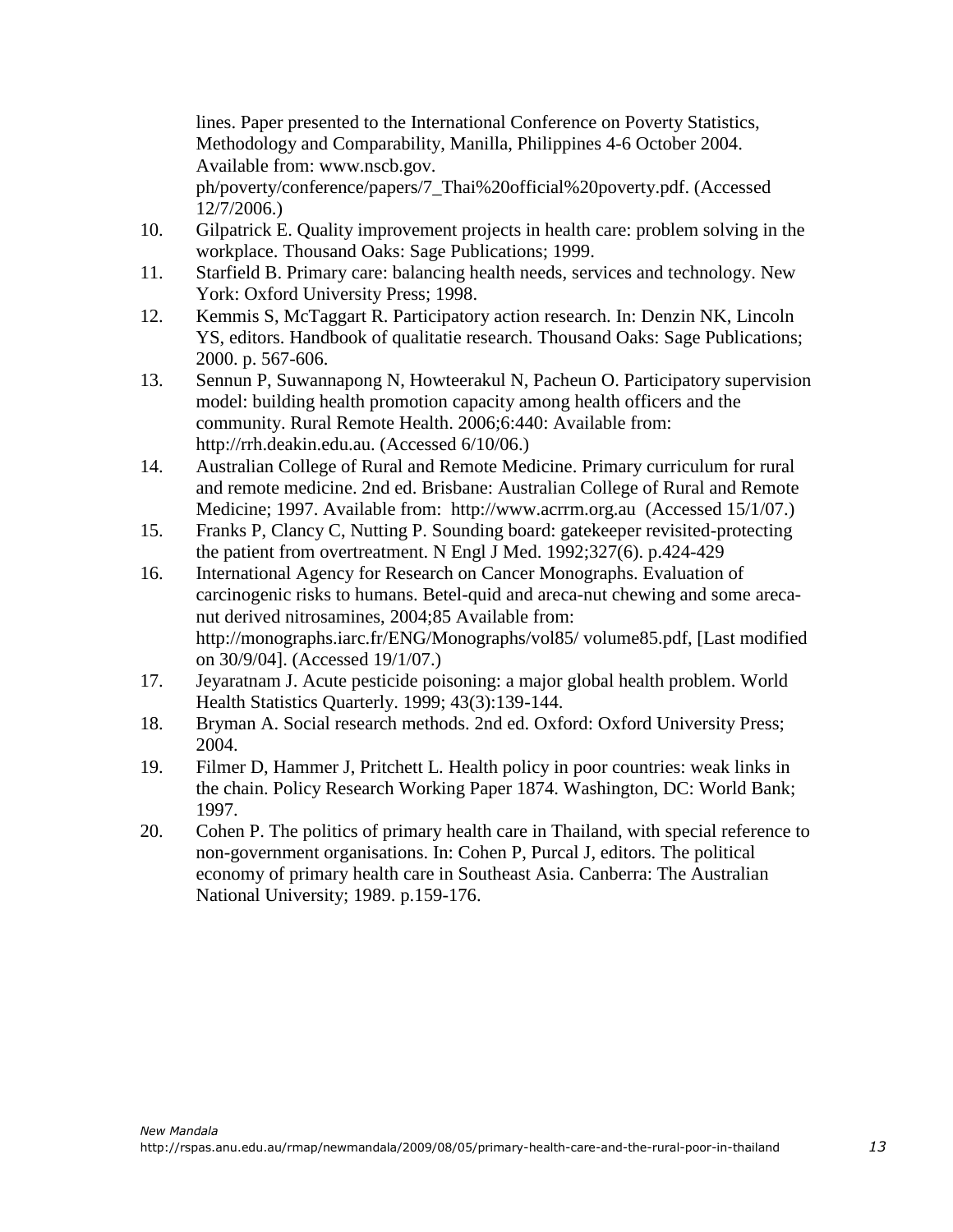lines. Paper presented to the International Conference on Poverty Statistics, Methodology and Comparability, Manilla, Philippines 4-6 October 2004. Available from: www.nscb.gov.ph/poverty/conference/papers/7_Thai%20official%20poverty.pdf. (Accessed 12/7/2006.)

10. Gilpatrick E. Quality improvement projects in health care: problem solving in the workplace. Thousand Oaks: Sage Publications; 1999.
11. Starfield B. Primary care: balancing health needs, services and technology. New York: Oxford University Press; 1998.
12. Kemmis S, McTaggart R. Participatory action research. In: Denzin NK, Lincoln YS, editors. Handbook of qualitatie research. Thousand Oaks: Sage Publications; 2000. p. 567-606.
13. Sennun P, Suwannapong N, Howteerakul N, Pacheun O. Participatory supervision model: building health promotion capacity among health officers and the community. Rural Remote Health. 2006;6:440: Available from: http://rrh.deakin.edu.au. (Accessed 6/10/06.)
14. Australian College of Rural and Remote Medicine. Primary curriculum for rural and remote medicine. 2nd ed. Brisbane: Australian College of Rural and Remote Medicine; 1997. Available from: http://www.acrrm.org.au (Accessed 15/1/07.)
15. Franks P, Clancy C, Nutting P. Sounding board: gatekeeper revisited-protecting the patient from overtreatment. N Engl J Med. 1992;327(6). p.424-429
16. International Agency for Research on Cancer Monographs. Evaluation of carcinogenic risks to humans. Betel-quid and areca-nut chewing and some areca-nut derived nitrosamines, 2004;85 Available from: http://monographs.iarc.fr/ENG/Monographs/vol85/ volume85.pdf, [Last modified on 30/9/04]. (Accessed 19/1/07.)
17. Jeyaratnam J. Acute pesticide poisoning: a major global health problem. World Health Statistics Quarterly. 1999; 43(3):139-144.
18. Bryman A. Social research methods. 2nd ed. Oxford: Oxford University Press; 2004.
19. Filmer D, Hammer J, Pritchett L. Health policy in poor countries: weak links in the chain. Policy Research Working Paper 1874. Washington, DC: World Bank; 1997.
20. Cohen P. The politics of primary health care in Thailand, with special reference to non-government organisations. In: Cohen P, Purcal J, editors. The political economy of primary health care in Southeast Asia. Canberra: The Australian National University; 1989. p.159-176.